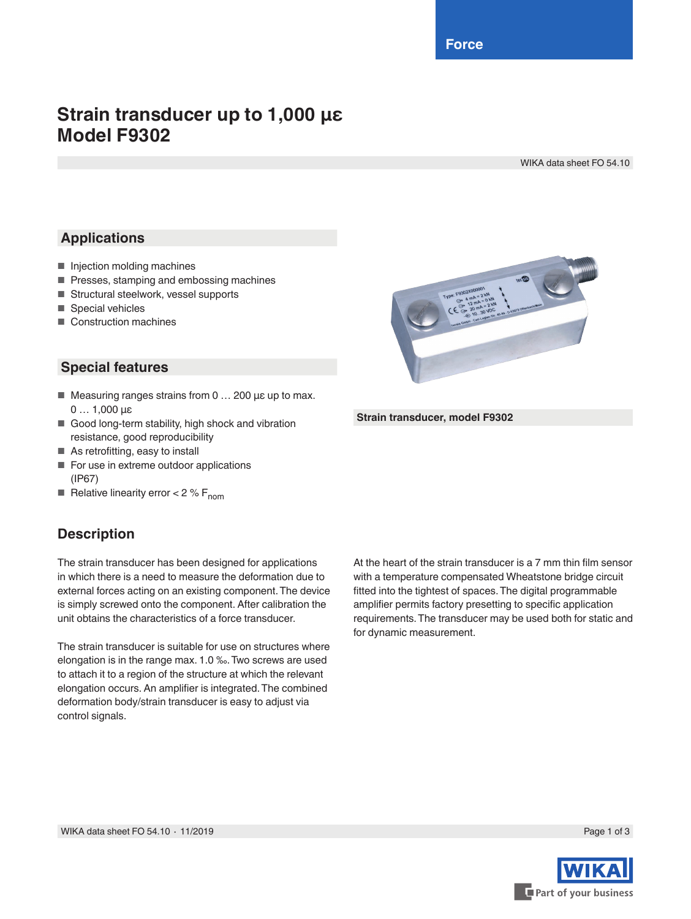Force

# Strain transducer up to 1,000 με
# Model F9302

WIKA data sheet FO 54.10

## Applications

- Injection molding machines
- Presses, stamping and embossing machines
- Structural steelwork, vessel supports
- Special vehicles
- Construction machines

## Special features

- Measuring ranges strains from 0 … 200 με up to max. 0 … 1,000 με
- Good long-term stability, high shock and vibration resistance, good reproducibility
- As retrofitting, easy to install
- For use in extreme outdoor applications (IP67)
- Relative linearity error < 2 % $F_{nom}$

**Strain transducer, model F9302**

## Description

The strain transducer has been designed for applications in which there is a need to measure the deformation due to external forces acting on an existing component. The device is simply screwed onto the component. After calibration the unit obtains the characteristics of a force transducer.

The strain transducer is suitable for use on structures where elongation is in the range max. 1.0 ‰. Two screws are used to attach it to a region of the structure at which the relevant elongation occurs. An amplifier is integrated. The combined deformation body/strain transducer is easy to adjust via control signals.

At the heart of the strain transducer is a 7 mm thin film sensor with a temperature compensated Wheatstone bridge circuit fitted into the tightest of spaces. The digital programmable amplifier permits factory presetting to specific application requirements. The transducer may be used both for static and for dynamic measurement.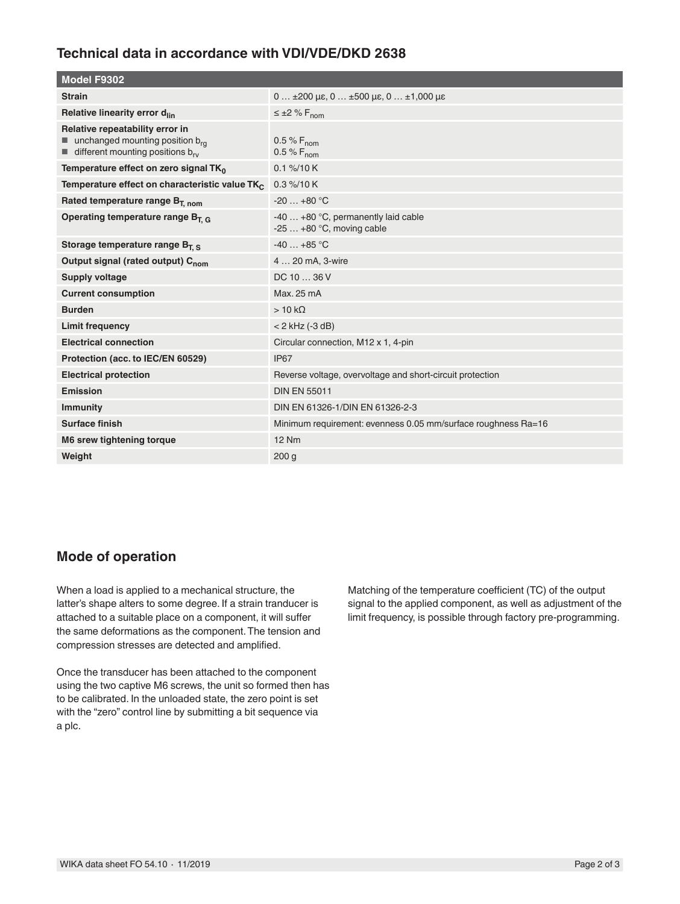## Technical data in accordance with VDI/VDE/DKD 2638

| Model F9302 | |
|---|---|
| **Strain** | 0 … ±200 με, 0 … ±500 με, 0 … ±1,000 με |
| **Relative linearity error $d_{lin}$** | ≤ ±2 % $F_{nom}$ |
| **Relative repeatability error in**<br>■ unchanged mounting position $b_{rg}$<br>■ different mounting positions $b_{rv}$ | <br>0.5 % $F_{nom}$<br>0.5 % $F_{nom}$ |
| **Temperature effect on zero signal $TK_0$** | 0.1 %/10 K |
| **Temperature effect on characteristic value $TK_C$** | 0.3 %/10 K |
| **Rated temperature range $B_{T, nom}$** | -20 … +80 °C |
| **Operating temperature range $B_{T, G}$** | -40 … +80 °C, permanently laid cable<br>-25 … +80 °C, moving cable |
| **Storage temperature range $B_{T, S}$** | -40 … +85 °C |
| **Output signal (rated output) $C_{nom}$** | 4 … 20 mA, 3-wire |
| **Supply voltage** | DC 10 … 36 V |
| **Current consumption** | Max. 25 mA |
| **Burden** | > 10 kΩ |
| **Limit frequency** | < 2 kHz (-3 dB) |
| **Electrical connection** | Circular connection, M12 x 1, 4-pin |
| **Protection (acc. to IEC/EN 60529)** | IP67 |
| **Electrical protection** | Reverse voltage, overvoltage and short-circuit protection |
| **Emission** | DIN EN 55011 |
| **Immunity** | DIN EN 61326-1/DIN EN 61326-2-3 |
| **Surface finish** | Minimum requirement: evenness 0.05 mm/surface roughness Ra=16 |
| **M6 srew tightening torque** | 12 Nm |
| **Weight** | 200 g |

## Mode of operation

When a load is applied to a mechanical structure, the latter's shape alters to some degree. If a strain tranducer is attached to a suitable place on a component, it will suffer the same deformations as the component. The tension and compression stresses are detected and amplified.

Once the transducer has been attached to the component using the two captive M6 screws, the unit so formed then has to be calibrated. In the unloaded state, the zero point is set with the "zero" control line by submitting a bit sequence via a plc.

Matching of the temperature coefficient (TC) of the output signal to the applied component, as well as adjustment of the limit frequency, is possible through factory pre-programming.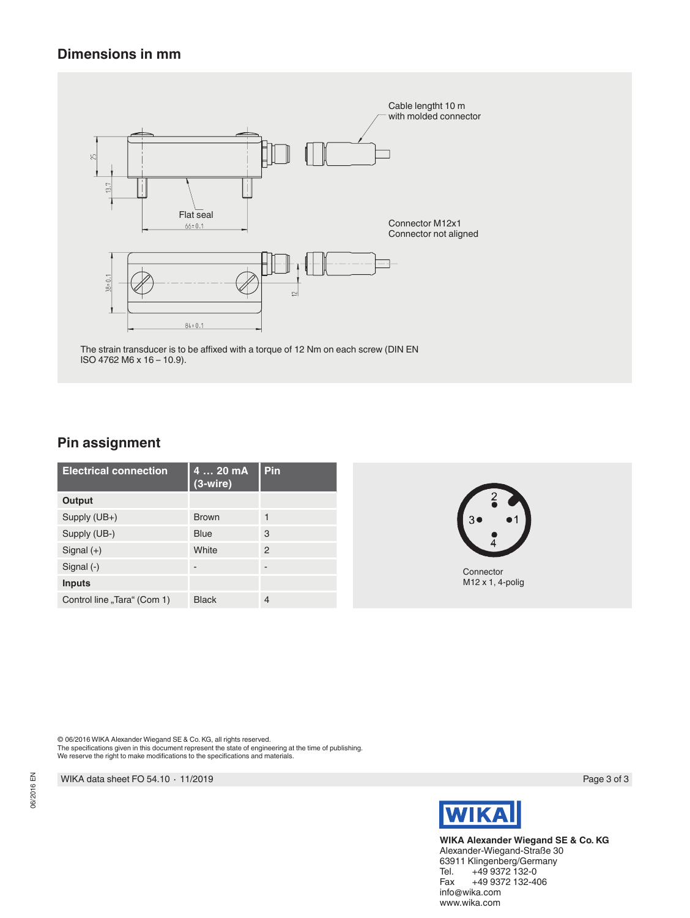## Dimensions in mm

Cable lengtht 10 m
with molded connector

Flat seal

Connector M12x1
Connector not aligned

25

13.7

66±0.1

38±0.1

12

84±0.1

The strain transducer is to be affixed with a torque of 12 Nm on each screw (DIN EN ISO 4762 M6 x 16 – 10.9).

## Pin assignment

| Electrical connection | 4 … 20 mA (3-wire) | Pin |
|---|---|---|
| **Output** | | |
| Supply (UB+) | Brown | 1 |
| Supply (UB-) | Blue | 3 |
| Signal (+) | White | 2 |
| Signal (-) | - | - |
| **Inputs** | | |
| Control line „Tara“ (Com 1) | Black | 4 |

2

3

1

4

Connector
M12 x 1, 4-polig

© 06/2016 WIKA Alexander Wiegand SE & Co. KG, all rights reserved.
The specifications given in this document represent the state of engineering at the time of publishing.
We reserve the right to make modifications to the specifications and materials.

06/2016 EN

WIKA data sheet FO 54.10 · 11/2019

**WIKA Alexander Wiegand SE & Co. KG**
Alexander-Wiegand-Straße 30
63911 Klingenberg/Germany
Tel. +49 9372 132-0
Fax +49 9372 132-406
info@wika.com
www.wika.com